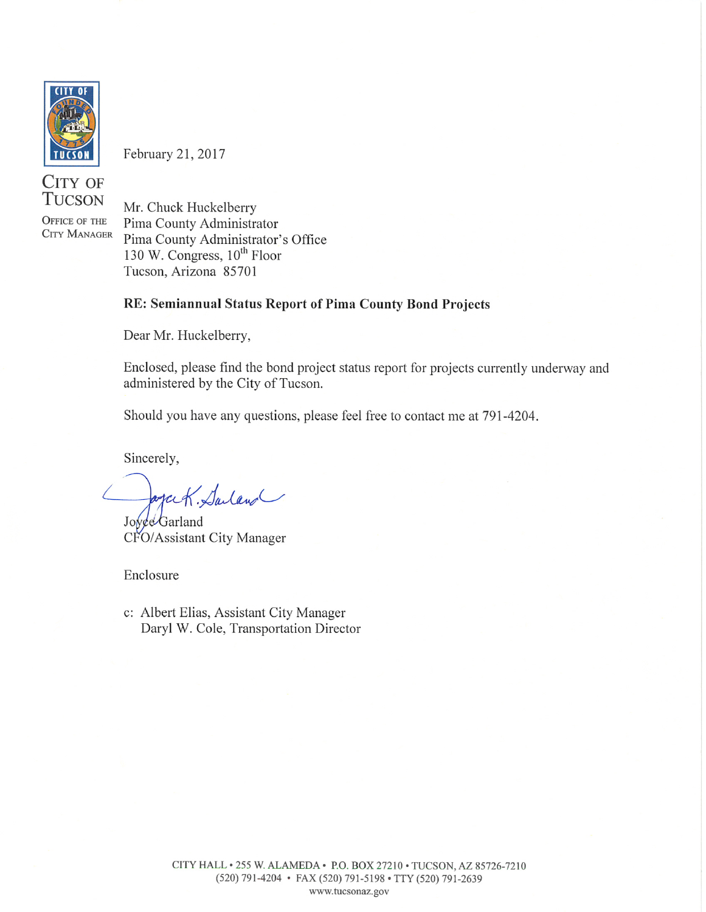CITY OF TUCSON

OFFICE OF THE CITY MANAGER

February 21, 2017

Mr. Chuck Huckelberry
Pima County Administrator
Pima County Administrator's Office
130 W. Congress, 10th Floor
Tucson, Arizona 85701

**RE: Semiannual Status Report of Pima County Bond Projects**

Dear Mr. Huckelberry,

Enclosed, please find the bond project status report for projects currently underway and administered by the City of Tucson.

Should you have any questions, please feel free to contact me at 791-4204.

Sincerely,

Joyce Garland
CFO/Assistant City Manager

Enclosure

c: Albert Elias, Assistant City Manager
Daryl W. Cole, Transportation Director

CITY HALL • 255 W. ALAMEDA • P.O. BOX 27210 • TUCSON, AZ 85726-7210
(520) 791-4204 • FAX (520) 791-5198 • TTY (520) 791-2639
www.tucsonaz.gov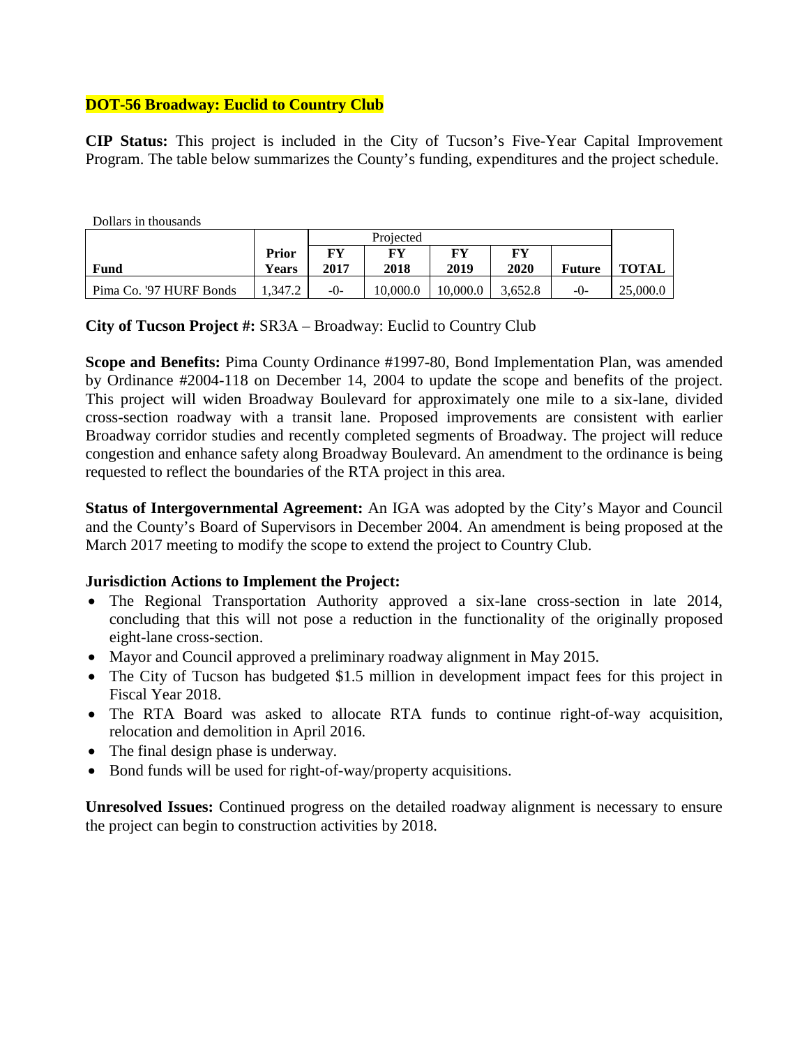## DOT-56 Broadway: Euclid to Country Club

**CIP Status:** This project is included in the City of Tucson's Five-Year Capital Improvement Program. The table below summarizes the County's funding, expenditures and the project schedule.

Dollars in thousands

| | | Projected | | | | | |
|---|---|---|---|---|---|---|---|
| **Fund** | **Prior Years** | **FY 2017** | **FY 2018** | **FY 2019** | **FY 2020** | **Future** | **TOTAL** |
| Pima Co. '97 HURF Bonds | 1,347.2 | -0- | 10,000.0 | 10,000.0 | 3,652.8 | -0- | 25,000.0 |

**City of Tucson Project #:** SR3A – Broadway: Euclid to Country Club

**Scope and Benefits:** Pima County Ordinance #1997-80, Bond Implementation Plan, was amended by Ordinance #2004-118 on December 14, 2004 to update the scope and benefits of the project. This project will widen Broadway Boulevard for approximately one mile to a six-lane, divided cross-section roadway with a transit lane. Proposed improvements are consistent with earlier Broadway corridor studies and recently completed segments of Broadway. The project will reduce congestion and enhance safety along Broadway Boulevard. An amendment to the ordinance is being requested to reflect the boundaries of the RTA project in this area.

**Status of Intergovernmental Agreement:** An IGA was adopted by the City's Mayor and Council and the County's Board of Supervisors in December 2004. An amendment is being proposed at the March 2017 meeting to modify the scope to extend the project to Country Club.

**Jurisdiction Actions to Implement the Project:**

- The Regional Transportation Authority approved a six-lane cross-section in late 2014, concluding that this will not pose a reduction in the functionality of the originally proposed eight-lane cross-section.
- Mayor and Council approved a preliminary roadway alignment in May 2015.
- The City of Tucson has budgeted $1.5 million in development impact fees for this project in Fiscal Year 2018.
- The RTA Board was asked to allocate RTA funds to continue right-of-way acquisition, relocation and demolition in April 2016.
- The final design phase is underway.
- Bond funds will be used for right-of-way/property acquisitions.

**Unresolved Issues:** Continued progress on the detailed roadway alignment is necessary to ensure the project can begin to construction activities by 2018.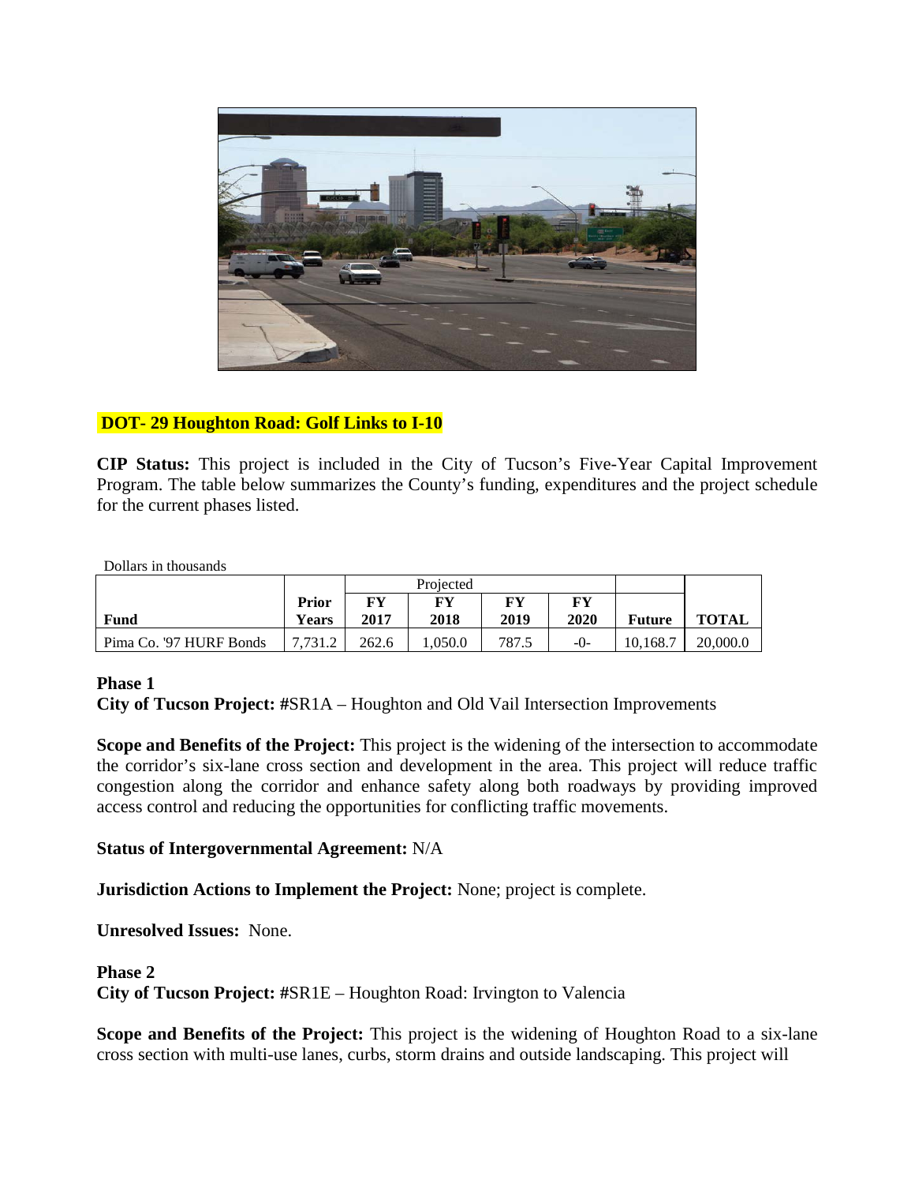**DOT- 29 Houghton Road: Golf Links to I-10**

**CIP Status:** This project is included in the City of Tucson's Five-Year Capital Improvement Program. The table below summarizes the County's funding, expenditures and the project schedule for the current phases listed.

Dollars in thousands

| Fund | Prior Years | Projected | | | | Future | TOTAL |
|---|---|---|---|---|---|---|---|
| | | FY 2017 | FY 2018 | FY 2019 | FY 2020 | | |
| Pima Co. '97 HURF Bonds | 7,731.2 | 262.6 | 1,050.0 | 787.5 | -0- | 10,168.7 | 20,000.0 |

**Phase 1**
**City of Tucson Project: #**SR1A – Houghton and Old Vail Intersection Improvements

**Scope and Benefits of the Project:** This project is the widening of the intersection to accommodate the corridor's six-lane cross section and development in the area. This project will reduce traffic congestion along the corridor and enhance safety along both roadways by providing improved access control and reducing the opportunities for conflicting traffic movements.

**Status of Intergovernmental Agreement:** N/A

**Jurisdiction Actions to Implement the Project:** None; project is complete.

**Unresolved Issues:** None.

**Phase 2**
**City of Tucson Project: #**SR1E – Houghton Road: Irvington to Valencia

**Scope and Benefits of the Project:** This project is the widening of Houghton Road to a six-lane cross section with multi-use lanes, curbs, storm drains and outside landscaping. This project will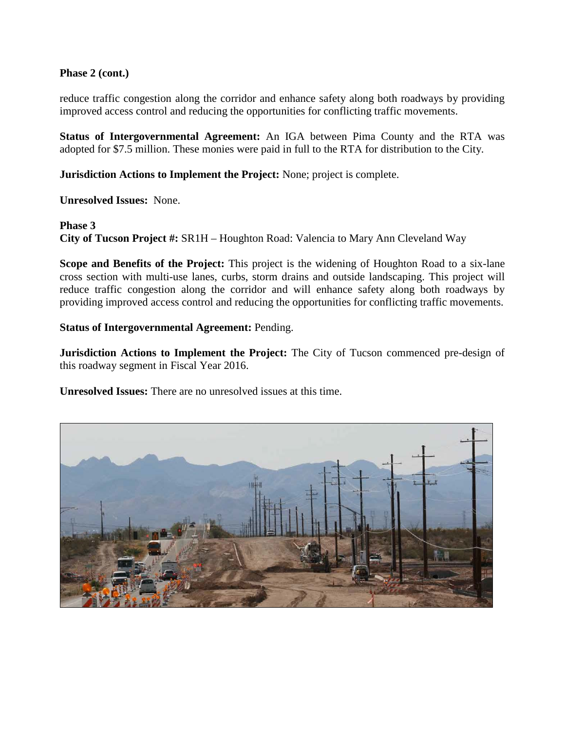**Phase 2 (cont.)**

reduce traffic congestion along the corridor and enhance safety along both roadways by providing improved access control and reducing the opportunities for conflicting traffic movements.

**Status of Intergovernmental Agreement:** An IGA between Pima County and the RTA was adopted for $7.5 million. These monies were paid in full to the RTA for distribution to the City.

**Jurisdiction Actions to Implement the Project:** None; project is complete.

**Unresolved Issues:** None.

**Phase 3**
**City of Tucson Project #:** SR1H – Houghton Road: Valencia to Mary Ann Cleveland Way

**Scope and Benefits of the Project:** This project is the widening of Houghton Road to a six-lane cross section with multi-use lanes, curbs, storm drains and outside landscaping. This project will reduce traffic congestion along the corridor and will enhance safety along both roadways by providing improved access control and reducing the opportunities for conflicting traffic movements.

**Status of Intergovernmental Agreement:** Pending.

**Jurisdiction Actions to Implement the Project:** The City of Tucson commenced pre-design of this roadway segment in Fiscal Year 2016.

**Unresolved Issues:** There are no unresolved issues at this time.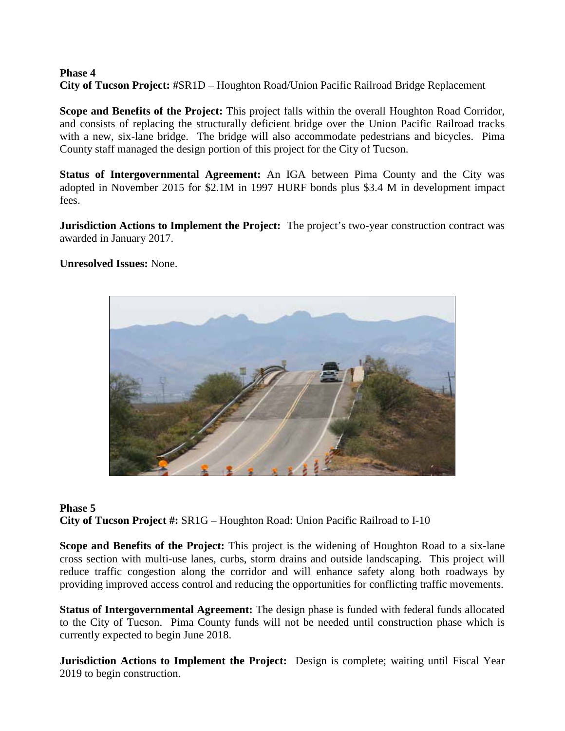**Phase 4**
**City of Tucson Project: #**SR1D – Houghton Road/Union Pacific Railroad Bridge Replacement

**Scope and Benefits of the Project:** This project falls within the overall Houghton Road Corridor, and consists of replacing the structurally deficient bridge over the Union Pacific Railroad tracks with a new, six-lane bridge. The bridge will also accommodate pedestrians and bicycles. Pima County staff managed the design portion of this project for the City of Tucson.

**Status of Intergovernmental Agreement:** An IGA between Pima County and the City was adopted in November 2015 for $2.1M in 1997 HURF bonds plus $3.4 M in development impact fees.

**Jurisdiction Actions to Implement the Project:** The project's two-year construction contract was awarded in January 2017.

**Unresolved Issues:** None.

**Phase 5**
**City of Tucson Project #:** SR1G – Houghton Road: Union Pacific Railroad to I-10

**Scope and Benefits of the Project:** This project is the widening of Houghton Road to a six-lane cross section with multi-use lanes, curbs, storm drains and outside landscaping. This project will reduce traffic congestion along the corridor and will enhance safety along both roadways by providing improved access control and reducing the opportunities for conflicting traffic movements.

**Status of Intergovernmental Agreement:** The design phase is funded with federal funds allocated to the City of Tucson. Pima County funds will not be needed until construction phase which is currently expected to begin June 2018.

**Jurisdiction Actions to Implement the Project:** Design is complete; waiting until Fiscal Year 2019 to begin construction.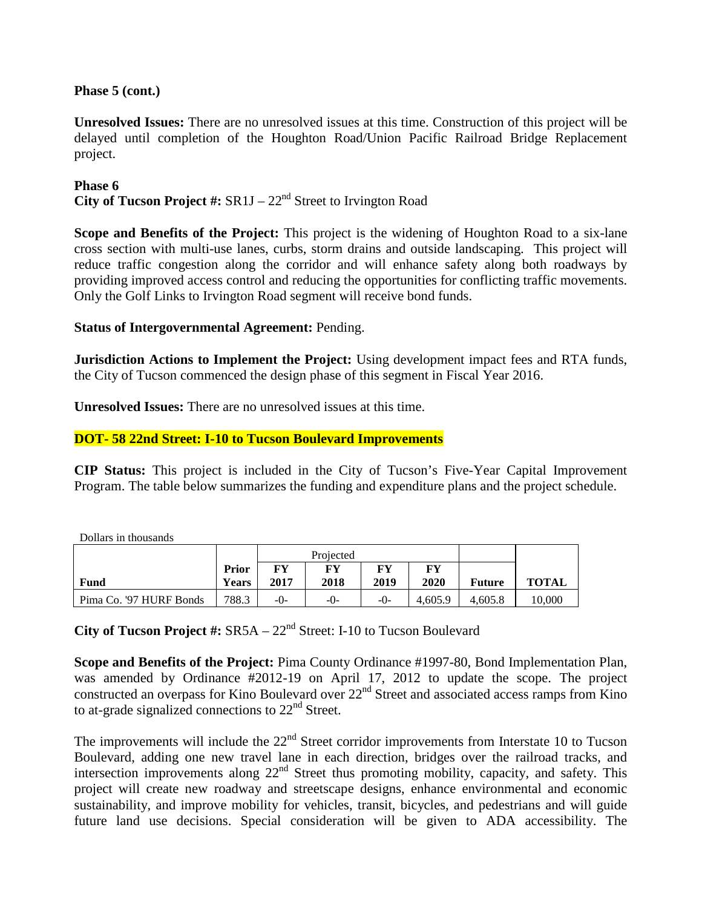**Phase 5 (cont.)**

**Unresolved Issues:** There are no unresolved issues at this time. Construction of this project will be delayed until completion of the Houghton Road/Union Pacific Railroad Bridge Replacement project.

**Phase 6**
**City of Tucson Project #:** SR1J – 22nd Street to Irvington Road

**Scope and Benefits of the Project:** This project is the widening of Houghton Road to a six-lane cross section with multi-use lanes, curbs, storm drains and outside landscaping. This project will reduce traffic congestion along the corridor and will enhance safety along both roadways by providing improved access control and reducing the opportunities for conflicting traffic movements. Only the Golf Links to Irvington Road segment will receive bond funds.

**Status of Intergovernmental Agreement:** Pending.

**Jurisdiction Actions to Implement the Project:** Using development impact fees and RTA funds, the City of Tucson commenced the design phase of this segment in Fiscal Year 2016.

**Unresolved Issues:** There are no unresolved issues at this time.

## DOT- 58 22nd Street: I-10 to Tucson Boulevard Improvements

**CIP Status:** This project is included in the City of Tucson's Five-Year Capital Improvement Program. The table below summarizes the funding and expenditure plans and the project schedule.

Dollars in thousands

| | | Projected | | | | | |
|---|---|---|---|---|---|---|---|
| **Fund** | **Prior Years** | **FY 2017** | **FY 2018** | **FY 2019** | **FY 2020** | **Future** | **TOTAL** |
| Pima Co. '97 HURF Bonds | 788.3 | -0- | -0- | -0- | 4,605.9 | 4,605.8 | 10,000 |

**City of Tucson Project #:** SR5A – 22nd Street: I-10 to Tucson Boulevard

**Scope and Benefits of the Project:** Pima County Ordinance #1997-80, Bond Implementation Plan, was amended by Ordinance #2012-19 on April 17, 2012 to update the scope. The project constructed an overpass for Kino Boulevard over 22nd Street and associated access ramps from Kino to at-grade signalized connections to 22nd Street.

The improvements will include the 22nd Street corridor improvements from Interstate 10 to Tucson Boulevard, adding one new travel lane in each direction, bridges over the railroad tracks, and intersection improvements along 22nd Street thus promoting mobility, capacity, and safety. This project will create new roadway and streetscape designs, enhance environmental and economic sustainability, and improve mobility for vehicles, transit, bicycles, and pedestrians and will guide future land use decisions. Special consideration will be given to ADA accessibility. The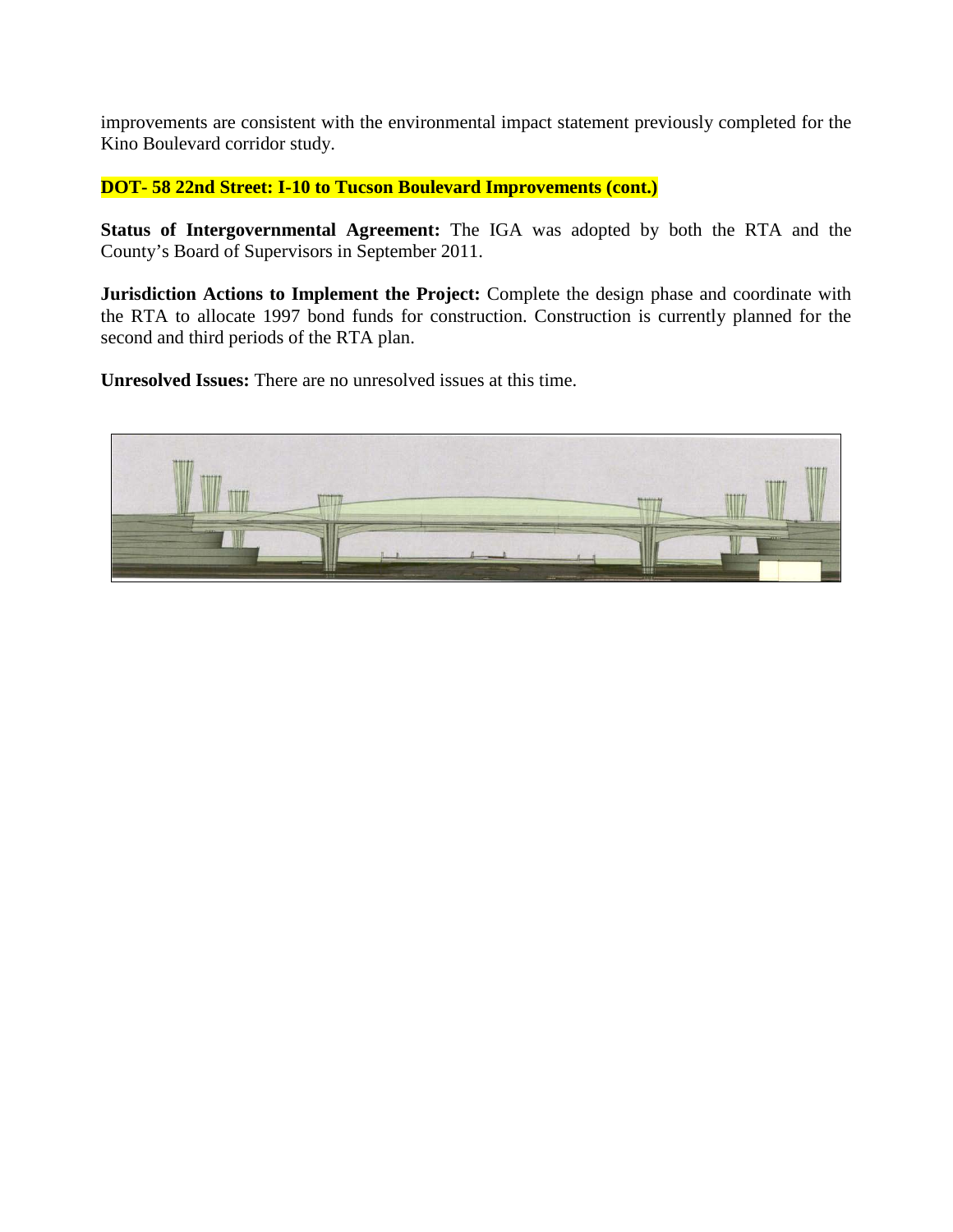improvements are consistent with the environmental impact statement previously completed for the Kino Boulevard corridor study.

**DOT- 58 22nd Street: I-10 to Tucson Boulevard Improvements (cont.)**

**Status of Intergovernmental Agreement:** The IGA was adopted by both the RTA and the County's Board of Supervisors in September 2011.

**Jurisdiction Actions to Implement the Project:** Complete the design phase and coordinate with the RTA to allocate 1997 bond funds for construction. Construction is currently planned for the second and third periods of the RTA plan.

**Unresolved Issues:** There are no unresolved issues at this time.